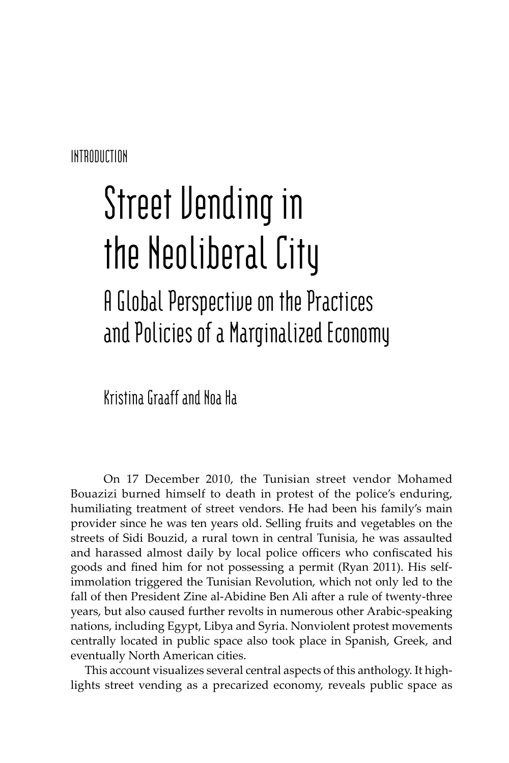INTRODUCTION

# Street Vending in the Neoliberal City

## A Global Perspective on the Practices and Policies of a Marginalized Economy

Kristina Graaff and Noa Ha

On 17 December 2010, the Tunisian street vendor Mohamed Bouazizi burned himself to death in protest of the police's enduring, humiliating treatment of street vendors. He had been his family's main provider since he was ten years old. Selling fruits and vegetables on the streets of Sidi Bouzid, a rural town in central Tunisia, he was assaulted and harassed almost daily by local police officers who confiscated his goods and fined him for not possessing a permit (Ryan 2011). His self-immolation triggered the Tunisian Revolution, which not only led to the fall of then President Zine al-Abidine Ben Ali after a rule of twenty-three years, but also caused further revolts in numerous other Arabic-speaking nations, including Egypt, Libya and Syria. Nonviolent protest movements centrally located in public space also took place in Spanish, Greek, and eventually North American cities.

This account visualizes several central aspects of this anthology. It highlights street vending as a precarized economy, reveals public space as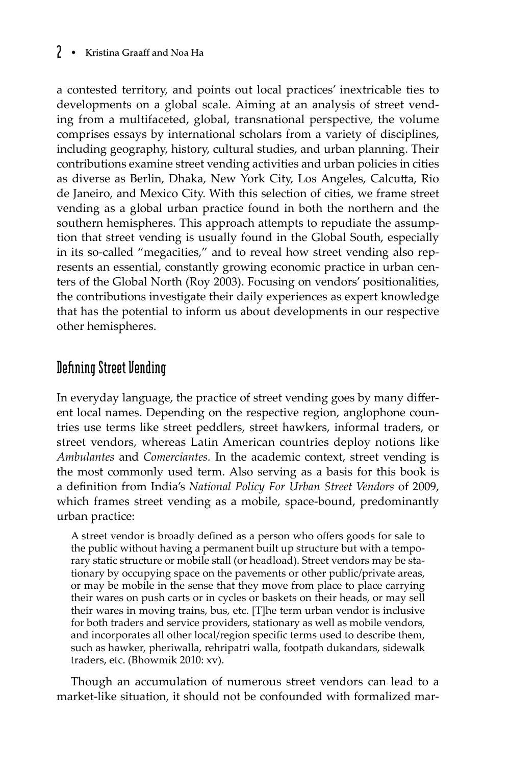a contested territory, and points out local practices' inextricable ties to developments on a global scale. Aiming at an analysis of street vending from a multifaceted, global, transnational perspective, the volume comprises essays by international scholars from a variety of disciplines, including geography, history, cultural studies, and urban planning. Their contributions examine street vending activities and urban policies in cities as diverse as Berlin, Dhaka, New York City, Los Angeles, Calcutta, Rio de Janeiro, and Mexico City. With this selection of cities, we frame street vending as a global urban practice found in both the northern and the southern hemispheres. This approach attempts to repudiate the assumption that street vending is usually found in the Global South, especially in its so-called "megacities," and to reveal how street vending also represents an essential, constantly growing economic practice in urban centers of the Global North (Roy 2003). Focusing on vendors' positionalities, the contributions investigate their daily experiences as expert knowledge that has the potential to inform us about developments in our respective other hemispheres.

## Defining Street Vending

In everyday language, the practice of street vending goes by many different local names. Depending on the respective region, anglophone countries use terms like street peddlers, street hawkers, informal traders, or street vendors, whereas Latin American countries deploy notions like *Ambulantes* and *Comerciantes.* In the academic context, street vending is the most commonly used term. Also serving as a basis for this book is a definition from India's *National Policy For Urban Street Vendors* of 2009, which frames street vending as a mobile, space-bound, predominantly urban practice:

> A street vendor is broadly defined as a person who offers goods for sale to the public without having a permanent built up structure but with a temporary static structure or mobile stall (or headload). Street vendors may be stationary by occupying space on the pavements or other public/private areas, or may be mobile in the sense that they move from place to place carrying their wares on push carts or in cycles or baskets on their heads, or may sell their wares in moving trains, bus, etc. [T]he term urban vendor is inclusive for both traders and service providers, stationary as well as mobile vendors, and incorporates all other local/region specific terms used to describe them, such as hawker, pheriwalla, rehripatri walla, footpath dukandars, sidewalk traders, etc. (Bhowmik 2010: xv).

Though an accumulation of numerous street vendors can lead to a market-like situation, it should not be confounded with formalized mar-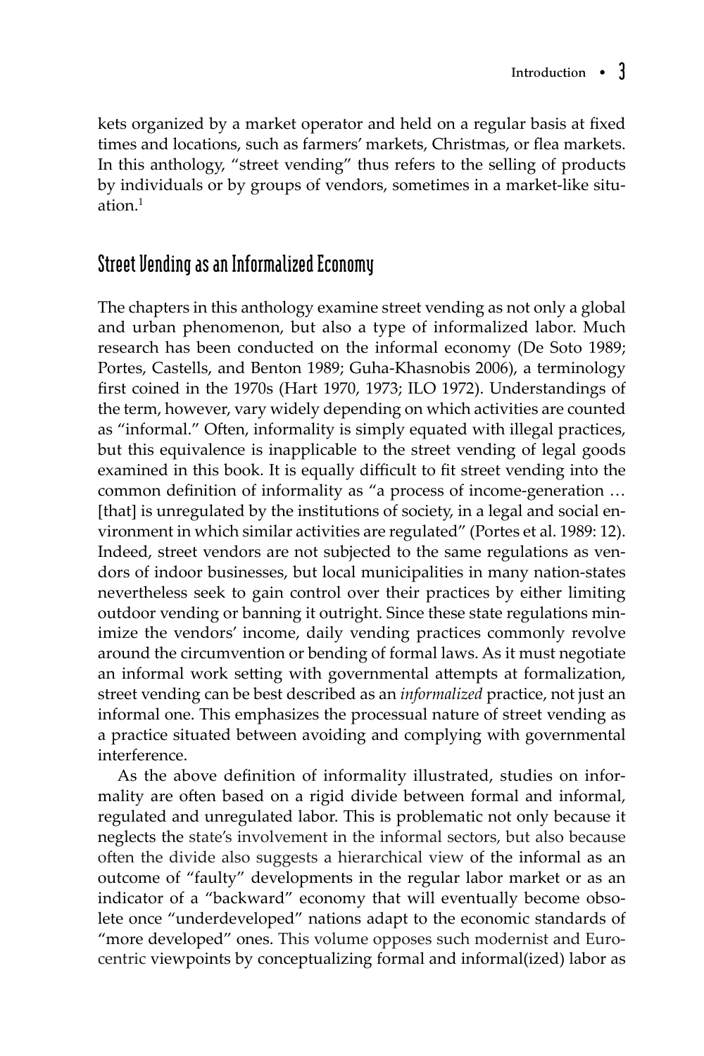kets organized by a market operator and held on a regular basis at fixed times and locations, such as farmers' markets, Christmas, or flea markets. In this anthology, "street vending" thus refers to the selling of products by individuals or by groups of vendors, sometimes in a market-like situation.[1]

## Street Vending as an Informalized Economy

The chapters in this anthology examine street vending as not only a global and urban phenomenon, but also a type of informalized labor. Much research has been conducted on the informal economy (De Soto 1989; Portes, Castells, and Benton 1989; Guha-Khasnobis 2006), a terminology first coined in the 1970s (Hart 1970, 1973; ILO 1972). Understandings of the term, however, vary widely depending on which activities are counted as "informal." Often, informality is simply equated with illegal practices, but this equivalence is inapplicable to the street vending of legal goods examined in this book. It is equally difficult to fit street vending into the common definition of informality as "a process of income-generation … [that] is unregulated by the institutions of society, in a legal and social environment in which similar activities are regulated" (Portes et al. 1989: 12). Indeed, street vendors are not subjected to the same regulations as vendors of indoor businesses, but local municipalities in many nation-states nevertheless seek to gain control over their practices by either limiting outdoor vending or banning it outright. Since these state regulations minimize the vendors' income, daily vending practices commonly revolve around the circumvention or bending of formal laws. As it must negotiate an informal work setting with governmental attempts at formalization, street vending can be best described as an *informalized* practice, not just an informal one. This emphasizes the processual nature of street vending as a practice situated between avoiding and complying with governmental interference.

As the above definition of informality illustrated, studies on informality are often based on a rigid divide between formal and informal, regulated and unregulated labor. This is problematic not only because it neglects the state's involvement in the informal sectors, but also because often the divide also suggests a hierarchical view of the informal as an outcome of "faulty" developments in the regular labor market or as an indicator of a "backward" economy that will eventually become obsolete once "underdeveloped" nations adapt to the economic standards of "more developed" ones. This volume opposes such modernist and Eurocentric viewpoints by conceptualizing formal and informal(ized) labor as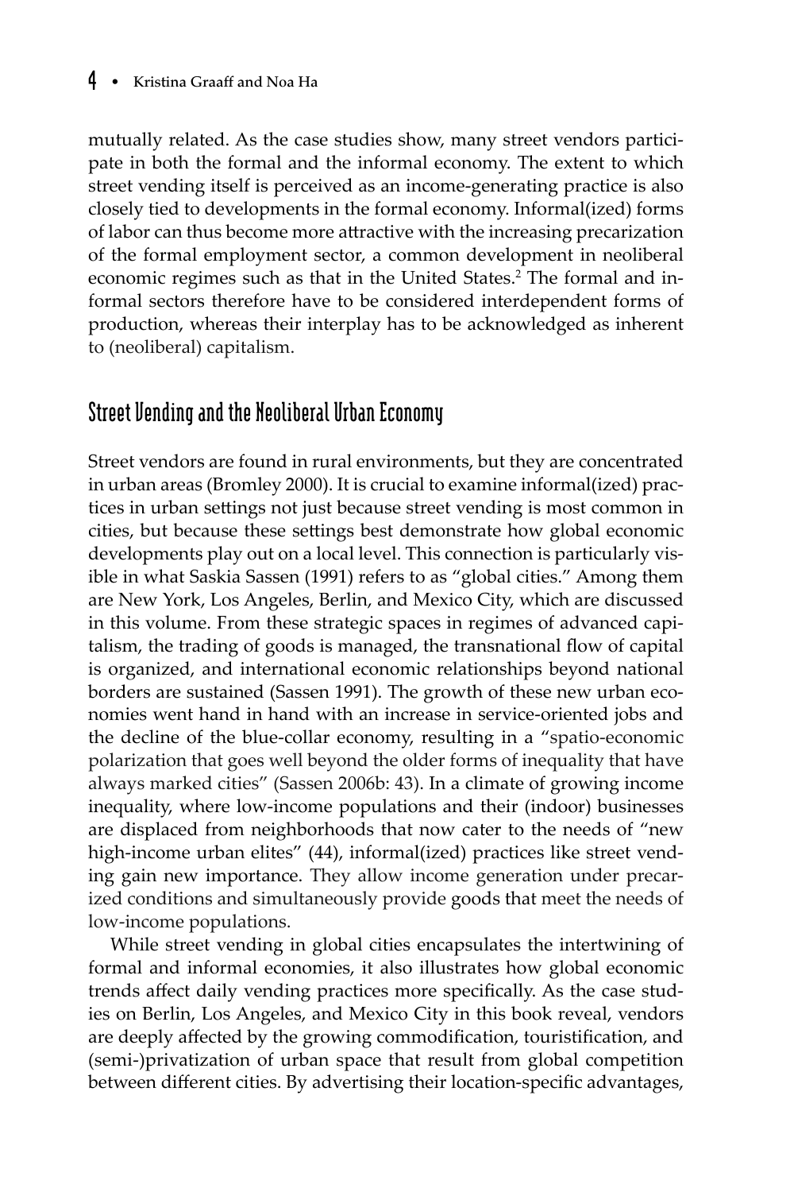mutually related. As the case studies show, many street vendors participate in both the formal and the informal economy. The extent to which street vending itself is perceived as an income-generating practice is also closely tied to developments in the formal economy. Informal(ized) forms of labor can thus become more attractive with the increasing precarization of the formal employment sector, a common development in neoliberal economic regimes such as that in the United States.[2] The formal and informal sectors therefore have to be considered interdependent forms of production, whereas their interplay has to be acknowledged as inherent to (neoliberal) capitalism.

## Street Vending and the Neoliberal Urban Economy

Street vendors are found in rural environments, but they are concentrated in urban areas (Bromley 2000). It is crucial to examine informal(ized) practices in urban settings not just because street vending is most common in cities, but because these settings best demonstrate how global economic developments play out on a local level. This connection is particularly visible in what Saskia Sassen (1991) refers to as "global cities." Among them are New York, Los Angeles, Berlin, and Mexico City, which are discussed in this volume. From these strategic spaces in regimes of advanced capitalism, the trading of goods is managed, the transnational flow of capital is organized, and international economic relationships beyond national borders are sustained (Sassen 1991). The growth of these new urban economies went hand in hand with an increase in service-oriented jobs and the decline of the blue-collar economy, resulting in a "spatio-economic polarization that goes well beyond the older forms of inequality that have always marked cities" (Sassen 2006b: 43). In a climate of growing income inequality, where low-income populations and their (indoor) businesses are displaced from neighborhoods that now cater to the needs of "new high-income urban elites" (44), informal(ized) practices like street vending gain new importance. They allow income generation under precarized conditions and simultaneously provide goods that meet the needs of low-income populations.

While street vending in global cities encapsulates the intertwining of formal and informal economies, it also illustrates how global economic trends affect daily vending practices more specifically. As the case studies on Berlin, Los Angeles, and Mexico City in this book reveal, vendors are deeply affected by the growing commodification, touristification, and (semi-)privatization of urban space that result from global competition between different cities. By advertising their location-specific advantages,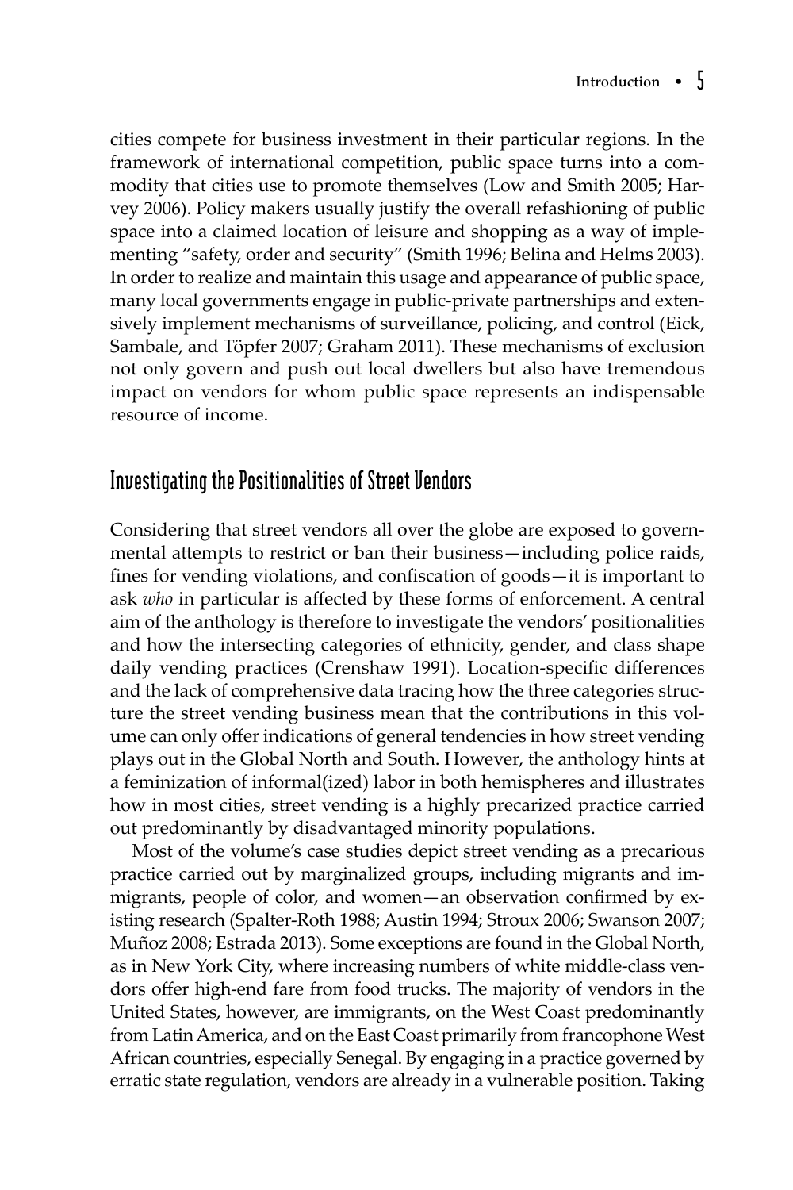cities compete for business investment in their particular regions. In the framework of international competition, public space turns into a commodity that cities use to promote themselves (Low and Smith 2005; Harvey 2006). Policy makers usually justify the overall refashioning of public space into a claimed location of leisure and shopping as a way of implementing "safety, order and security" (Smith 1996; Belina and Helms 2003). In order to realize and maintain this usage and appearance of public space, many local governments engage in public-private partnerships and extensively implement mechanisms of surveillance, policing, and control (Eick, Sambale, and Töpfer 2007; Graham 2011). These mechanisms of exclusion not only govern and push out local dwellers but also have tremendous impact on vendors for whom public space represents an indispensable resource of income.

## Investigating the Positionalities of Street Vendors

Considering that street vendors all over the globe are exposed to governmental attempts to restrict or ban their business—including police raids, fines for vending violations, and confiscation of goods—it is important to ask *who* in particular is affected by these forms of enforcement. A central aim of the anthology is therefore to investigate the vendors' positionalities and how the intersecting categories of ethnicity, gender, and class shape daily vending practices (Crenshaw 1991). Location-specific differences and the lack of comprehensive data tracing how the three categories structure the street vending business mean that the contributions in this volume can only offer indications of general tendencies in how street vending plays out in the Global North and South. However, the anthology hints at a feminization of informal(ized) labor in both hemispheres and illustrates how in most cities, street vending is a highly precarized practice carried out predominantly by disadvantaged minority populations.

Most of the volume's case studies depict street vending as a precarious practice carried out by marginalized groups, including migrants and immigrants, people of color, and women—an observation confirmed by existing research (Spalter-Roth 1988; Austin 1994; Stroux 2006; Swanson 2007; Muñoz 2008; Estrada 2013). Some exceptions are found in the Global North, as in New York City, where increasing numbers of white middle-class vendors offer high-end fare from food trucks. The majority of vendors in the United States, however, are immigrants, on the West Coast predominantly from Latin America, and on the East Coast primarily from francophone West African countries, especially Senegal. By engaging in a practice governed by erratic state regulation, vendors are already in a vulnerable position. Taking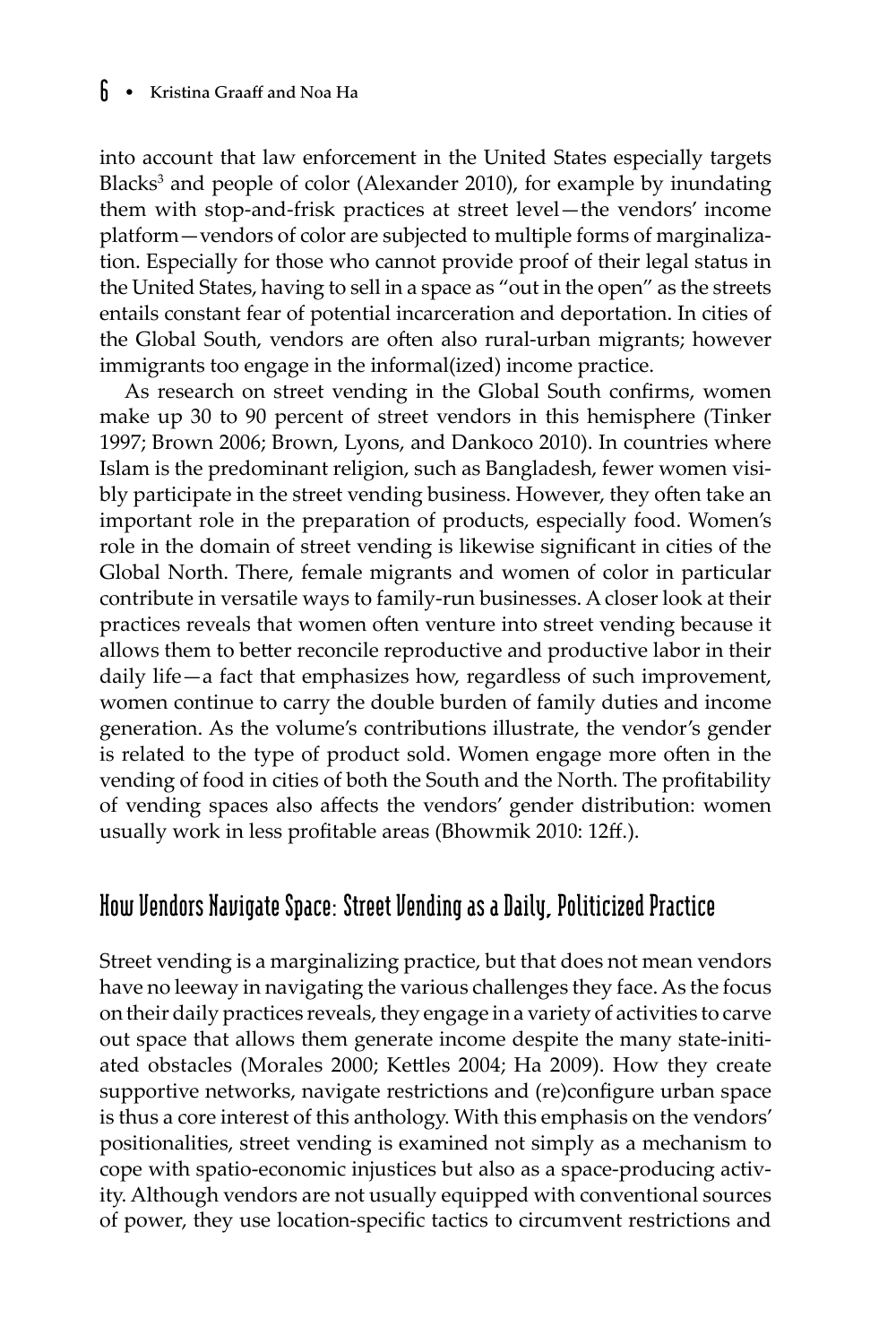into account that law enforcement in the United States especially targets Blacks[3] and people of color (Alexander 2010), for example by inundating them with stop-and-frisk practices at street level—the vendors' income platform—vendors of color are subjected to multiple forms of marginalization. Especially for those who cannot provide proof of their legal status in the United States, having to sell in a space as "out in the open" as the streets entails constant fear of potential incarceration and deportation. In cities of the Global South, vendors are often also rural-urban migrants; however immigrants too engage in the informal(ized) income practice.

As research on street vending in the Global South confirms, women make up 30 to 90 percent of street vendors in this hemisphere (Tinker 1997; Brown 2006; Brown, Lyons, and Dankoco 2010). In countries where Islam is the predominant religion, such as Bangladesh, fewer women visibly participate in the street vending business. However, they often take an important role in the preparation of products, especially food. Women's role in the domain of street vending is likewise significant in cities of the Global North. There, female migrants and women of color in particular contribute in versatile ways to family-run businesses. A closer look at their practices reveals that women often venture into street vending because it allows them to better reconcile reproductive and productive labor in their daily life—a fact that emphasizes how, regardless of such improvement, women continue to carry the double burden of family duties and income generation. As the volume's contributions illustrate, the vendor's gender is related to the type of product sold. Women engage more often in the vending of food in cities of both the South and the North. The profitability of vending spaces also affects the vendors' gender distribution: women usually work in less profitable areas (Bhowmik 2010: 12ff.).

## How Vendors Navigate Space: Street Vending as a Daily, Politicized Practice

Street vending is a marginalizing practice, but that does not mean vendors have no leeway in navigating the various challenges they face. As the focus on their daily practices reveals, they engage in a variety of activities to carve out space that allows them generate income despite the many state-initiated obstacles (Morales 2000; Kettles 2004; Ha 2009). How they create supportive networks, navigate restrictions and (re)configure urban space is thus a core interest of this anthology. With this emphasis on the vendors' positionalities, street vending is examined not simply as a mechanism to cope with spatio-economic injustices but also as a space-producing activity. Although vendors are not usually equipped with conventional sources of power, they use location-specific tactics to circumvent restrictions and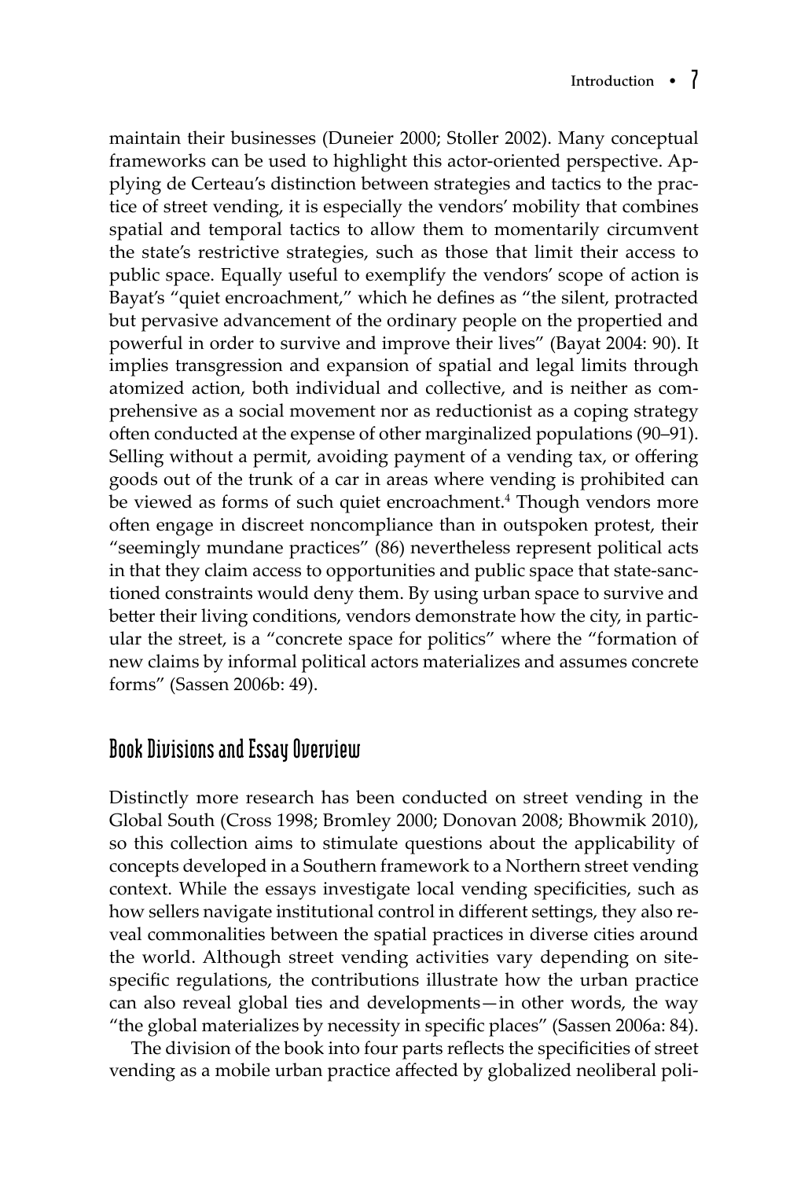maintain their businesses (Duneier 2000; Stoller 2002). Many conceptual frameworks can be used to highlight this actor-oriented perspective. Applying de Certeau's distinction between strategies and tactics to the practice of street vending, it is especially the vendors' mobility that combines spatial and temporal tactics to allow them to momentarily circumvent the state's restrictive strategies, such as those that limit their access to public space. Equally useful to exemplify the vendors' scope of action is Bayat's "quiet encroachment," which he defines as "the silent, protracted but pervasive advancement of the ordinary people on the propertied and powerful in order to survive and improve their lives" (Bayat 2004: 90). It implies transgression and expansion of spatial and legal limits through atomized action, both individual and collective, and is neither as comprehensive as a social movement nor as reductionist as a coping strategy often conducted at the expense of other marginalized populations (90–91). Selling without a permit, avoiding payment of a vending tax, or offering goods out of the trunk of a car in areas where vending is prohibited can be viewed as forms of such quiet encroachment.[4] Though vendors more often engage in discreet noncompliance than in outspoken protest, their "seemingly mundane practices" (86) nevertheless represent political acts in that they claim access to opportunities and public space that state-sanctioned constraints would deny them. By using urban space to survive and better their living conditions, vendors demonstrate how the city, in particular the street, is a "concrete space for politics" where the "formation of new claims by informal political actors materializes and assumes concrete forms" (Sassen 2006b: 49).

## Book Divisions and Essay Overview

Distinctly more research has been conducted on street vending in the Global South (Cross 1998; Bromley 2000; Donovan 2008; Bhowmik 2010), so this collection aims to stimulate questions about the applicability of concepts developed in a Southern framework to a Northern street vending context. While the essays investigate local vending specificities, such as how sellers navigate institutional control in different settings, they also reveal commonalities between the spatial practices in diverse cities around the world. Although street vending activities vary depending on site-specific regulations, the contributions illustrate how the urban practice can also reveal global ties and developments—in other words, the way "the global materializes by necessity in specific places" (Sassen 2006a: 84).

The division of the book into four parts reflects the specificities of street vending as a mobile urban practice affected by globalized neoliberal poli-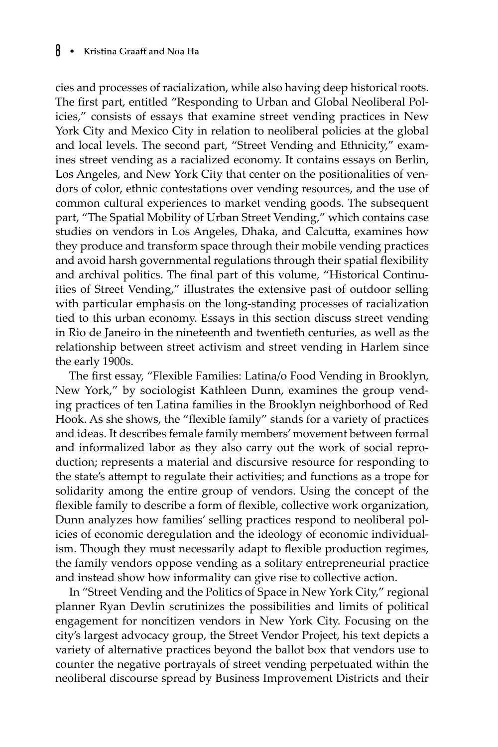cies and processes of racialization, while also having deep historical roots. The first part, entitled "Responding to Urban and Global Neoliberal Policies," consists of essays that examine street vending practices in New York City and Mexico City in relation to neoliberal policies at the global and local levels. The second part, "Street Vending and Ethnicity," examines street vending as a racialized economy. It contains essays on Berlin, Los Angeles, and New York City that center on the positionalities of vendors of color, ethnic contestations over vending resources, and the use of common cultural experiences to market vending goods. The subsequent part, "The Spatial Mobility of Urban Street Vending," which contains case studies on vendors in Los Angeles, Dhaka, and Calcutta, examines how they produce and transform space through their mobile vending practices and avoid harsh governmental regulations through their spatial flexibility and archival politics. The final part of this volume, "Historical Continuities of Street Vending," illustrates the extensive past of outdoor selling with particular emphasis on the long-standing processes of racialization tied to this urban economy. Essays in this section discuss street vending in Rio de Janeiro in the nineteenth and twentieth centuries, as well as the relationship between street activism and street vending in Harlem since the early 1900s.

The first essay, "Flexible Families: Latina/o Food Vending in Brooklyn, New York," by sociologist Kathleen Dunn, examines the group vending practices of ten Latina families in the Brooklyn neighborhood of Red Hook. As she shows, the "flexible family" stands for a variety of practices and ideas. It describes female family members' movement between formal and informalized labor as they also carry out the work of social reproduction; represents a material and discursive resource for responding to the state's attempt to regulate their activities; and functions as a trope for solidarity among the entire group of vendors. Using the concept of the flexible family to describe a form of flexible, collective work organization, Dunn analyzes how families' selling practices respond to neoliberal policies of economic deregulation and the ideology of economic individualism. Though they must necessarily adapt to flexible production regimes, the family vendors oppose vending as a solitary entrepreneurial practice and instead show how informality can give rise to collective action.

In "Street Vending and the Politics of Space in New York City," regional planner Ryan Devlin scrutinizes the possibilities and limits of political engagement for noncitizen vendors in New York City. Focusing on the city's largest advocacy group, the Street Vendor Project, his text depicts a variety of alternative practices beyond the ballot box that vendors use to counter the negative portrayals of street vending perpetuated within the neoliberal discourse spread by Business Improvement Districts and their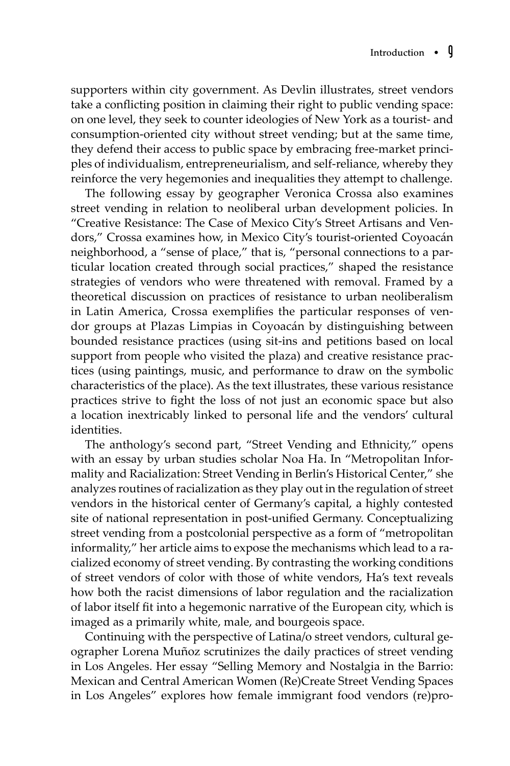supporters within city government. As Devlin illustrates, street vendors take a conflicting position in claiming their right to public vending space: on one level, they seek to counter ideologies of New York as a tourist- and consumption-oriented city without street vending; but at the same time, they defend their access to public space by embracing free-market principles of individualism, entrepreneurialism, and self-reliance, whereby they reinforce the very hegemonies and inequalities they attempt to challenge.

The following essay by geographer Veronica Crossa also examines street vending in relation to neoliberal urban development policies. In "Creative Resistance: The Case of Mexico City's Street Artisans and Vendors," Crossa examines how, in Mexico City's tourist-oriented Coyoacán neighborhood, a "sense of place," that is, "personal connections to a particular location created through social practices," shaped the resistance strategies of vendors who were threatened with removal. Framed by a theoretical discussion on practices of resistance to urban neoliberalism in Latin America, Crossa exemplifies the particular responses of vendor groups at Plazas Limpias in Coyoacán by distinguishing between bounded resistance practices (using sit-ins and petitions based on local support from people who visited the plaza) and creative resistance practices (using paintings, music, and performance to draw on the symbolic characteristics of the place). As the text illustrates, these various resistance practices strive to fight the loss of not just an economic space but also a location inextricably linked to personal life and the vendors' cultural identities.

The anthology's second part, "Street Vending and Ethnicity," opens with an essay by urban studies scholar Noa Ha. In "Metropolitan Informality and Racialization: Street Vending in Berlin's Historical Center," she analyzes routines of racialization as they play out in the regulation of street vendors in the historical center of Germany's capital, a highly contested site of national representation in post-unified Germany. Conceptualizing street vending from a postcolonial perspective as a form of "metropolitan informality," her article aims to expose the mechanisms which lead to a racialized economy of street vending. By contrasting the working conditions of street vendors of color with those of white vendors, Ha's text reveals how both the racist dimensions of labor regulation and the racialization of labor itself fit into a hegemonic narrative of the European city, which is imaged as a primarily white, male, and bourgeois space.

Continuing with the perspective of Latina/o street vendors, cultural geographer Lorena Muñoz scrutinizes the daily practices of street vending in Los Angeles. Her essay "Selling Memory and Nostalgia in the Barrio: Mexican and Central American Women (Re)Create Street Vending Spaces in Los Angeles" explores how female immigrant food vendors (re)pro-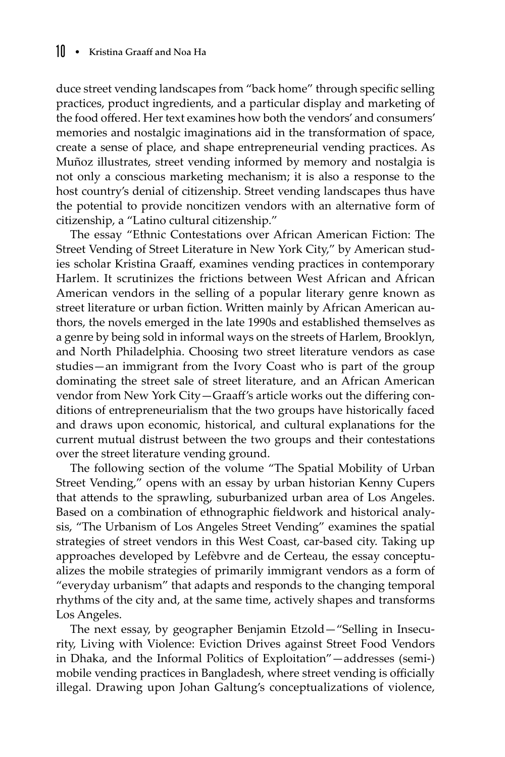duce street vending landscapes from "back home" through specific selling practices, product ingredients, and a particular display and marketing of the food offered. Her text examines how both the vendors' and consumers' memories and nostalgic imaginations aid in the transformation of space, create a sense of place, and shape entrepreneurial vending practices. As Muñoz illustrates, street vending informed by memory and nostalgia is not only a conscious marketing mechanism; it is also a response to the host country's denial of citizenship. Street vending landscapes thus have the potential to provide noncitizen vendors with an alternative form of citizenship, a "Latino cultural citizenship."

The essay "Ethnic Contestations over African American Fiction: The Street Vending of Street Literature in New York City," by American studies scholar Kristina Graaff, examines vending practices in contemporary Harlem. It scrutinizes the frictions between West African and African American vendors in the selling of a popular literary genre known as street literature or urban fiction. Written mainly by African American authors, the novels emerged in the late 1990s and established themselves as a genre by being sold in informal ways on the streets of Harlem, Brooklyn, and North Philadelphia. Choosing two street literature vendors as case studies—an immigrant from the Ivory Coast who is part of the group dominating the street sale of street literature, and an African American vendor from New York City—Graaff's article works out the differing conditions of entrepreneurialism that the two groups have historically faced and draws upon economic, historical, and cultural explanations for the current mutual distrust between the two groups and their contestations over the street literature vending ground.

The following section of the volume "The Spatial Mobility of Urban Street Vending," opens with an essay by urban historian Kenny Cupers that attends to the sprawling, suburbanized urban area of Los Angeles. Based on a combination of ethnographic fieldwork and historical analysis, "The Urbanism of Los Angeles Street Vending" examines the spatial strategies of street vendors in this West Coast, car-based city. Taking up approaches developed by Lefèbvre and de Certeau, the essay conceptualizes the mobile strategies of primarily immigrant vendors as a form of "everyday urbanism" that adapts and responds to the changing temporal rhythms of the city and, at the same time, actively shapes and transforms Los Angeles.

The next essay, by geographer Benjamin Etzold—"Selling in Insecurity, Living with Violence: Eviction Drives against Street Food Vendors in Dhaka, and the Informal Politics of Exploitation"—addresses (semi-) mobile vending practices in Bangladesh, where street vending is officially illegal. Drawing upon Johan Galtung's conceptualizations of violence,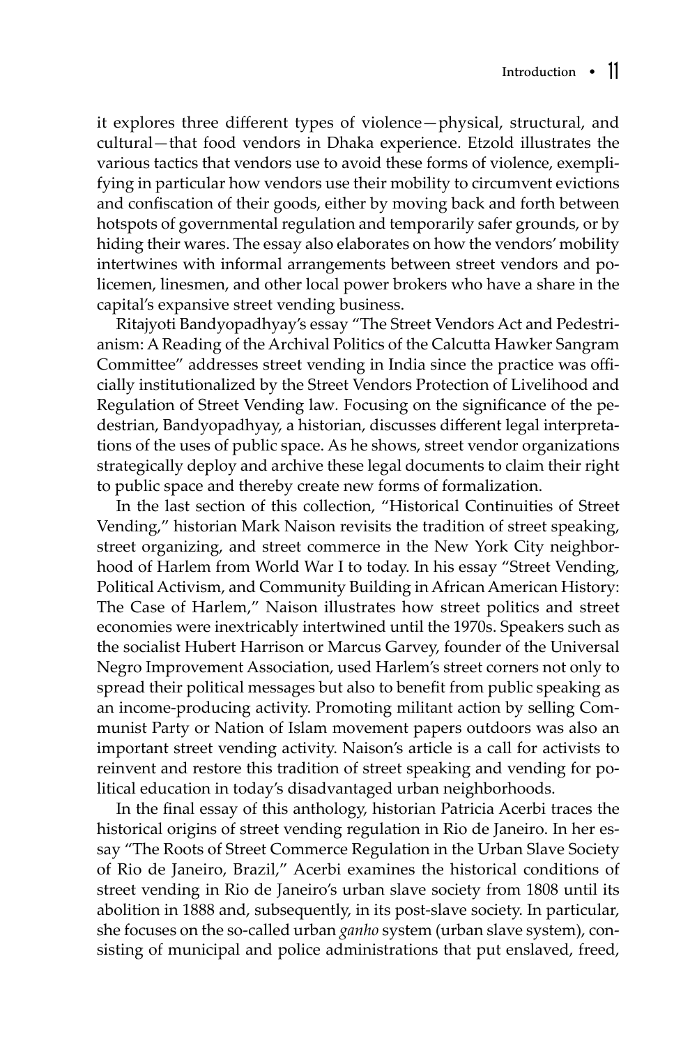it explores three different types of violence—physical, structural, and cultural—that food vendors in Dhaka experience. Etzold illustrates the various tactics that vendors use to avoid these forms of violence, exemplifying in particular how vendors use their mobility to circumvent evictions and confiscation of their goods, either by moving back and forth between hotspots of governmental regulation and temporarily safer grounds, or by hiding their wares. The essay also elaborates on how the vendors' mobility intertwines with informal arrangements between street vendors and policemen, linesmen, and other local power brokers who have a share in the capital's expansive street vending business.

Ritajyoti Bandyopadhyay's essay "The Street Vendors Act and Pedestrianism: A Reading of the Archival Politics of the Calcutta Hawker Sangram Committee" addresses street vending in India since the practice was officially institutionalized by the Street Vendors Protection of Livelihood and Regulation of Street Vending law. Focusing on the significance of the pedestrian, Bandyopadhyay, a historian, discusses different legal interpretations of the uses of public space. As he shows, street vendor organizations strategically deploy and archive these legal documents to claim their right to public space and thereby create new forms of formalization.

In the last section of this collection, "Historical Continuities of Street Vending," historian Mark Naison revisits the tradition of street speaking, street organizing, and street commerce in the New York City neighborhood of Harlem from World War I to today. In his essay "Street Vending, Political Activism, and Community Building in African American History: The Case of Harlem," Naison illustrates how street politics and street economies were inextricably intertwined until the 1970s. Speakers such as the socialist Hubert Harrison or Marcus Garvey, founder of the Universal Negro Improvement Association, used Harlem's street corners not only to spread their political messages but also to benefit from public speaking as an income-producing activity. Promoting militant action by selling Communist Party or Nation of Islam movement papers outdoors was also an important street vending activity. Naison's article is a call for activists to reinvent and restore this tradition of street speaking and vending for political education in today's disadvantaged urban neighborhoods.

In the final essay of this anthology, historian Patricia Acerbi traces the historical origins of street vending regulation in Rio de Janeiro. In her essay "The Roots of Street Commerce Regulation in the Urban Slave Society of Rio de Janeiro, Brazil," Acerbi examines the historical conditions of street vending in Rio de Janeiro's urban slave society from 1808 until its abolition in 1888 and, subsequently, in its post-slave society. In particular, she focuses on the so-called urban *ganho* system (urban slave system), consisting of municipal and police administrations that put enslaved, freed,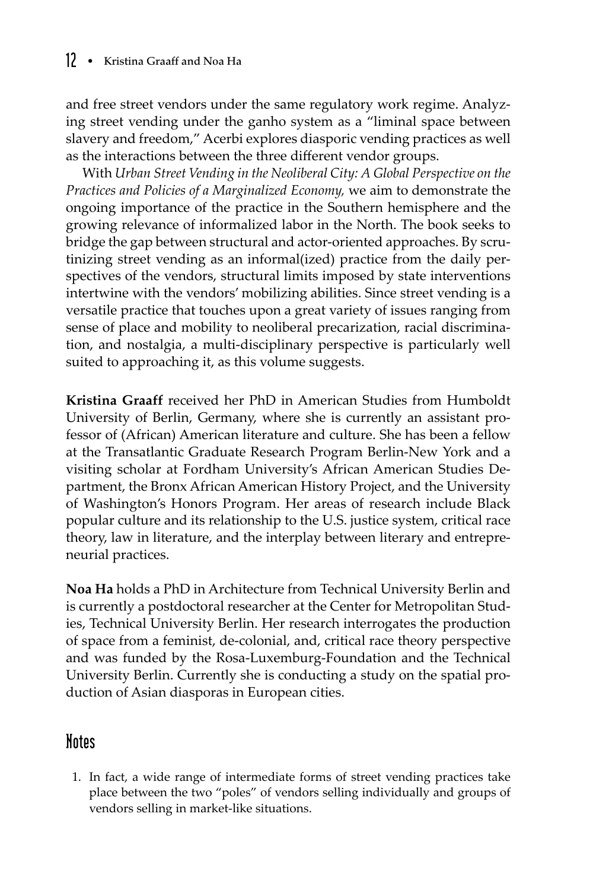and free street vendors under the same regulatory work regime. Analyzing street vending under the ganho system as a "liminal space between slavery and freedom," Acerbi explores diasporic vending practices as well as the interactions between the three different vendor groups.

With *Urban Street Vending in the Neoliberal City: A Global Perspective on the Practices and Policies of a Marginalized Economy,* we aim to demonstrate the ongoing importance of the practice in the Southern hemisphere and the growing relevance of informalized labor in the North. The book seeks to bridge the gap between structural and actor-oriented approaches. By scrutinizing street vending as an informal(ized) practice from the daily perspectives of the vendors, structural limits imposed by state interventions intertwine with the vendors' mobilizing abilities. Since street vending is a versatile practice that touches upon a great variety of issues ranging from sense of place and mobility to neoliberal precarization, racial discrimination, and nostalgia, a multi-disciplinary perspective is particularly well suited to approaching it, as this volume suggests.

**Kristina Graaff** received her PhD in American Studies from Humboldt University of Berlin, Germany, where she is currently an assistant professor of (African) American literature and culture. She has been a fellow at the Transatlantic Graduate Research Program Berlin-New York and a visiting scholar at Fordham University's African American Studies Department, the Bronx African American History Project, and the University of Washington's Honors Program. Her areas of research include Black popular culture and its relationship to the U.S. justice system, critical race theory, law in literature, and the interplay between literary and entrepreneurial practices.

**Noa Ha** holds a PhD in Architecture from Technical University Berlin and is currently a postdoctoral researcher at the Center for Metropolitan Studies, Technical University Berlin. Her research interrogates the production of space from a feminist, de-colonial, and, critical race theory perspective and was funded by the Rosa-Luxemburg-Foundation and the Technical University Berlin. Currently she is conducting a study on the spatial production of Asian diasporas in European cities.

## Notes

1. In fact, a wide range of intermediate forms of street vending practices take place between the two "poles" of vendors selling individually and groups of vendors selling in market-like situations.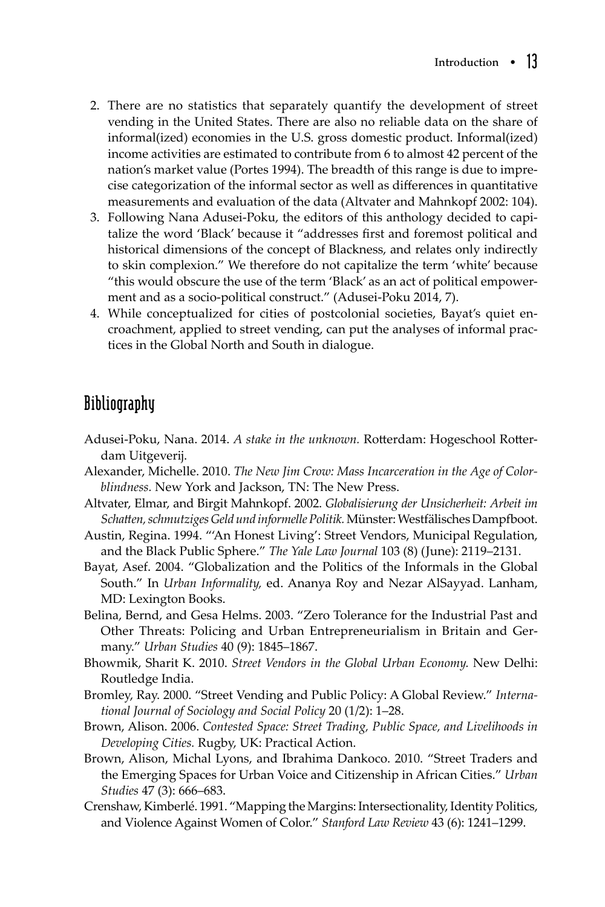2. There are no statistics that separately quantify the development of street vending in the United States. There are also no reliable data on the share of informal(ized) economies in the U.S. gross domestic product. Informal(ized) income activities are estimated to contribute from 6 to almost 42 percent of the nation's market value (Portes 1994). The breadth of this range is due to imprecise categorization of the informal sector as well as differences in quantitative measurements and evaluation of the data (Altvater and Mahnkopf 2002: 104).
3. Following Nana Adusei-Poku, the editors of this anthology decided to capitalize the word 'Black' because it "addresses first and foremost political and historical dimensions of the concept of Blackness, and relates only indirectly to skin complexion." We therefore do not capitalize the term 'white' because "this would obscure the use of the term 'Black' as an act of political empowerment and as a socio-political construct." (Adusei-Poku 2014, 7).
4. While conceptualized for cities of postcolonial societies, Bayat's quiet encroachment, applied to street vending, can put the analyses of informal practices in the Global North and South in dialogue.

## Bibliography

Adusei-Poku, Nana. 2014. *A stake in the unknown.* Rotterdam: Hogeschool Rotterdam Uitgeverij.

Alexander, Michelle. 2010. *The New Jim Crow: Mass Incarceration in the Age of Colorblindness.* New York and Jackson, TN: The New Press.

Altvater, Elmar, and Birgit Mahnkopf. 2002. *Globalisierung der Unsicherheit: Arbeit im Schatten, schmutziges Geld und informelle Politik.* Münster: Westfälisches Dampfboot.

Austin, Regina. 1994. "'An Honest Living': Street Vendors, Municipal Regulation, and the Black Public Sphere." *The Yale Law Journal* 103 (8) (June): 2119–2131.

Bayat, Asef. 2004. "Globalization and the Politics of the Informals in the Global South." In *Urban Informality,* ed. Ananya Roy and Nezar AlSayyad. Lanham, MD: Lexington Books.

Belina, Bernd, and Gesa Helms. 2003. "Zero Tolerance for the Industrial Past and Other Threats: Policing and Urban Entrepreneurialism in Britain and Germany." *Urban Studies* 40 (9): 1845–1867.

Bhowmik, Sharit K. 2010. *Street Vendors in the Global Urban Economy.* New Delhi: Routledge India.

Bromley, Ray. 2000. "Street Vending and Public Policy: A Global Review." *International Journal of Sociology and Social Policy* 20 (1/2): 1–28.

Brown, Alison. 2006. *Contested Space: Street Trading, Public Space, and Livelihoods in Developing Cities.* Rugby, UK: Practical Action.

Brown, Alison, Michal Lyons, and Ibrahima Dankoco. 2010. "Street Traders and the Emerging Spaces for Urban Voice and Citizenship in African Cities." *Urban Studies* 47 (3): 666–683.

Crenshaw, Kimberlé. 1991. "Mapping the Margins: Intersectionality, Identity Politics, and Violence Against Women of Color." *Stanford Law Review* 43 (6): 1241–1299.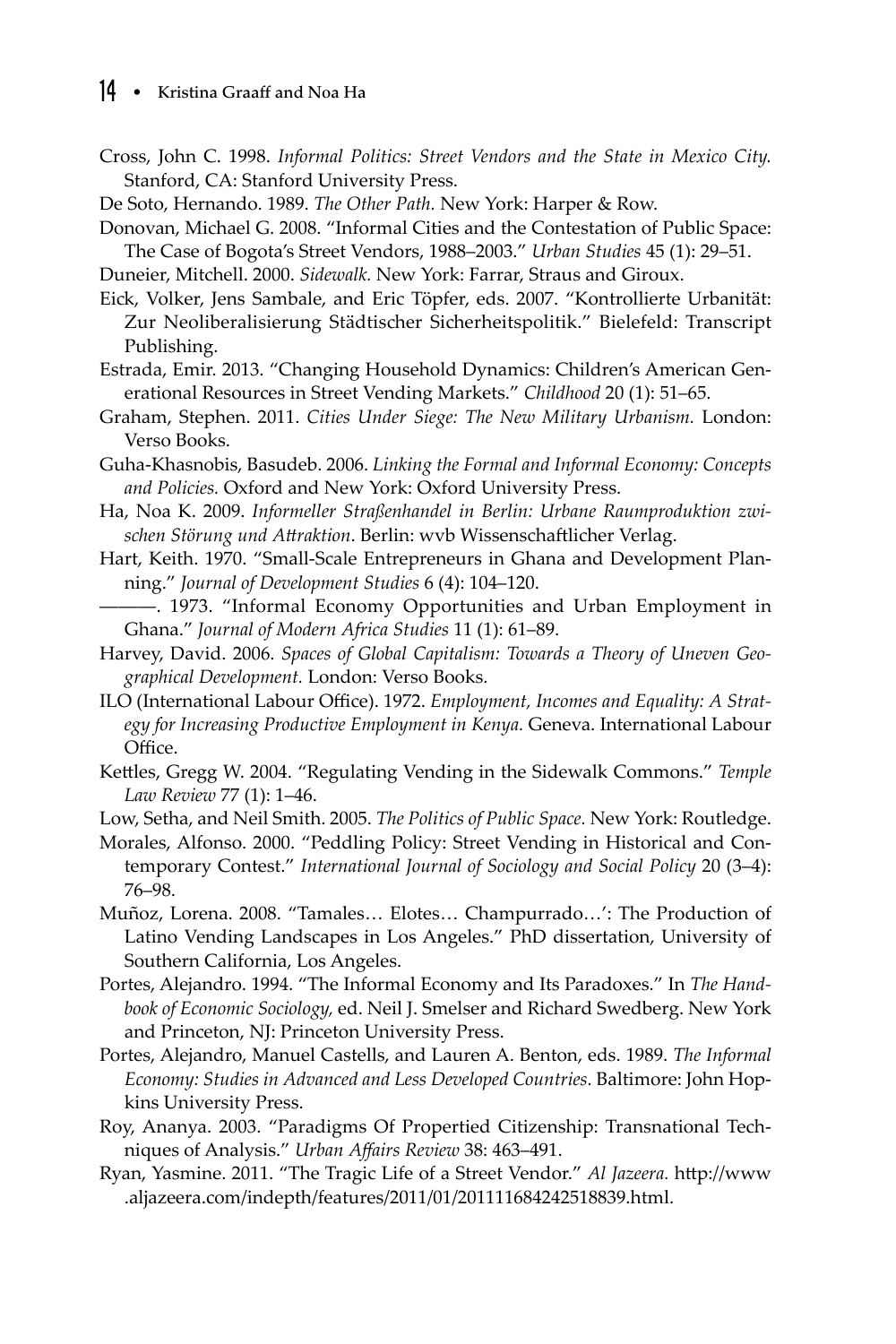Cross, John C. 1998. *Informal Politics: Street Vendors and the State in Mexico City.* Stanford, CA: Stanford University Press.

De Soto, Hernando. 1989. *The Other Path.* New York: Harper & Row.

Donovan, Michael G. 2008. "Informal Cities and the Contestation of Public Space: The Case of Bogota's Street Vendors, 1988–2003." *Urban Studies* 45 (1): 29–51.

Duneier, Mitchell. 2000. *Sidewalk.* New York: Farrar, Straus and Giroux.

Eick, Volker, Jens Sambale, and Eric Töpfer, eds. 2007. "Kontrollierte Urbanität: Zur Neoliberalisierung Städtischer Sicherheitspolitik." Bielefeld: Transcript Publishing.

Estrada, Emir. 2013. "Changing Household Dynamics: Children's American Generational Resources in Street Vending Markets." *Childhood* 20 (1): 51–65.

Graham, Stephen. 2011. *Cities Under Siege: The New Military Urbanism.* London: Verso Books.

Guha-Khasnobis, Basudeb. 2006. *Linking the Formal and Informal Economy: Concepts and Policies.* Oxford and New York: Oxford University Press.

Ha, Noa K. 2009. *Informeller Straßenhandel in Berlin: Urbane Raumproduktion zwischen Störung und Attraktion*. Berlin: wvb Wissenschaftlicher Verlag.

Hart, Keith. 1970. "Small-Scale Entrepreneurs in Ghana and Development Planning." *Journal of Development Studies* 6 (4): 104–120.

———. 1973. "Informal Economy Opportunities and Urban Employment in Ghana." *Journal of Modern Africa Studies* 11 (1): 61–89.

Harvey, David. 2006. *Spaces of Global Capitalism: Towards a Theory of Uneven Geographical Development.* London: Verso Books.

ILO (International Labour Office). 1972. *Employment, Incomes and Equality: A Strategy for Increasing Productive Employment in Kenya.* Geneva. International Labour Office.

Kettles, Gregg W. 2004. "Regulating Vending in the Sidewalk Commons." *Temple Law Review* 77 (1): 1–46.

Low, Setha, and Neil Smith. 2005. *The Politics of Public Space.* New York: Routledge.

Morales, Alfonso. 2000. "Peddling Policy: Street Vending in Historical and Contemporary Contest." *International Journal of Sociology and Social Policy* 20 (3–4): 76–98.

Muñoz, Lorena. 2008. "Tamales… Elotes… Champurrado…': The Production of Latino Vending Landscapes in Los Angeles." PhD dissertation, University of Southern California, Los Angeles.

Portes, Alejandro. 1994. "The Informal Economy and Its Paradoxes." In *The Handbook of Economic Sociology,* ed. Neil J. Smelser and Richard Swedberg. New York and Princeton, NJ: Princeton University Press.

Portes, Alejandro, Manuel Castells, and Lauren A. Benton, eds. 1989. *The Informal Economy: Studies in Advanced and Less Developed Countries.* Baltimore: John Hopkins University Press.

Roy, Ananya. 2003. "Paradigms Of Propertied Citizenship: Transnational Techniques of Analysis." *Urban Affairs Review* 38: 463–491.

Ryan, Yasmine. 2011. "The Tragic Life of a Street Vendor." *Al Jazeera.* http://www.aljazeera.com/indepth/features/2011/01/201111684242518839.html.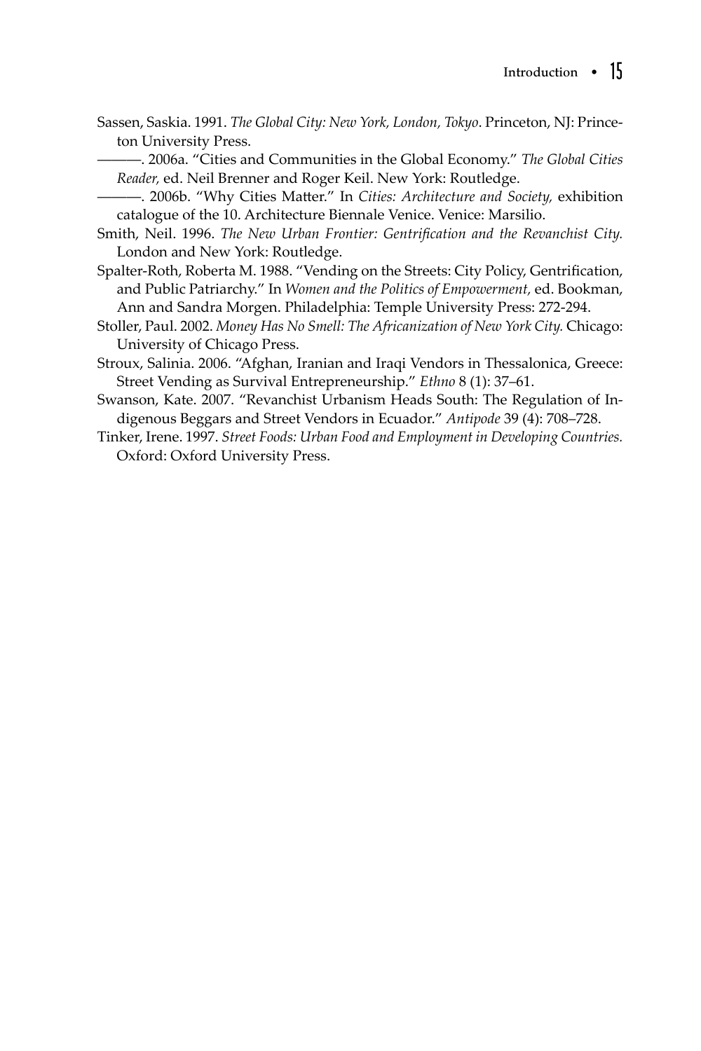Sassen, Saskia. 1991. *The Global City: New York, London, Tokyo*. Princeton, NJ: Princeton University Press.

———. 2006a. "Cities and Communities in the Global Economy." *The Global Cities Reader,* ed. Neil Brenner and Roger Keil. New York: Routledge.

———. 2006b. "Why Cities Matter." In *Cities: Architecture and Society,* exhibition catalogue of the 10. Architecture Biennale Venice. Venice: Marsilio.

Smith, Neil. 1996. *The New Urban Frontier: Gentrification and the Revanchist City.* London and New York: Routledge.

Spalter-Roth, Roberta M. 1988. "Vending on the Streets: City Policy, Gentrification, and Public Patriarchy." In *Women and the Politics of Empowerment,* ed. Bookman, Ann and Sandra Morgen. Philadelphia: Temple University Press: 272-294.

Stoller, Paul. 2002. *Money Has No Smell: The Africanization of New York City.* Chicago: University of Chicago Press.

Stroux, Salinia. 2006. "Afghan, Iranian and Iraqi Vendors in Thessalonica, Greece: Street Vending as Survival Entrepreneurship." *Ethno* 8 (1): 37–61.

Swanson, Kate. 2007. "Revanchist Urbanism Heads South: The Regulation of Indigenous Beggars and Street Vendors in Ecuador." *Antipode* 39 (4): 708–728.

Tinker, Irene. 1997. *Street Foods: Urban Food and Employment in Developing Countries.* Oxford: Oxford University Press.